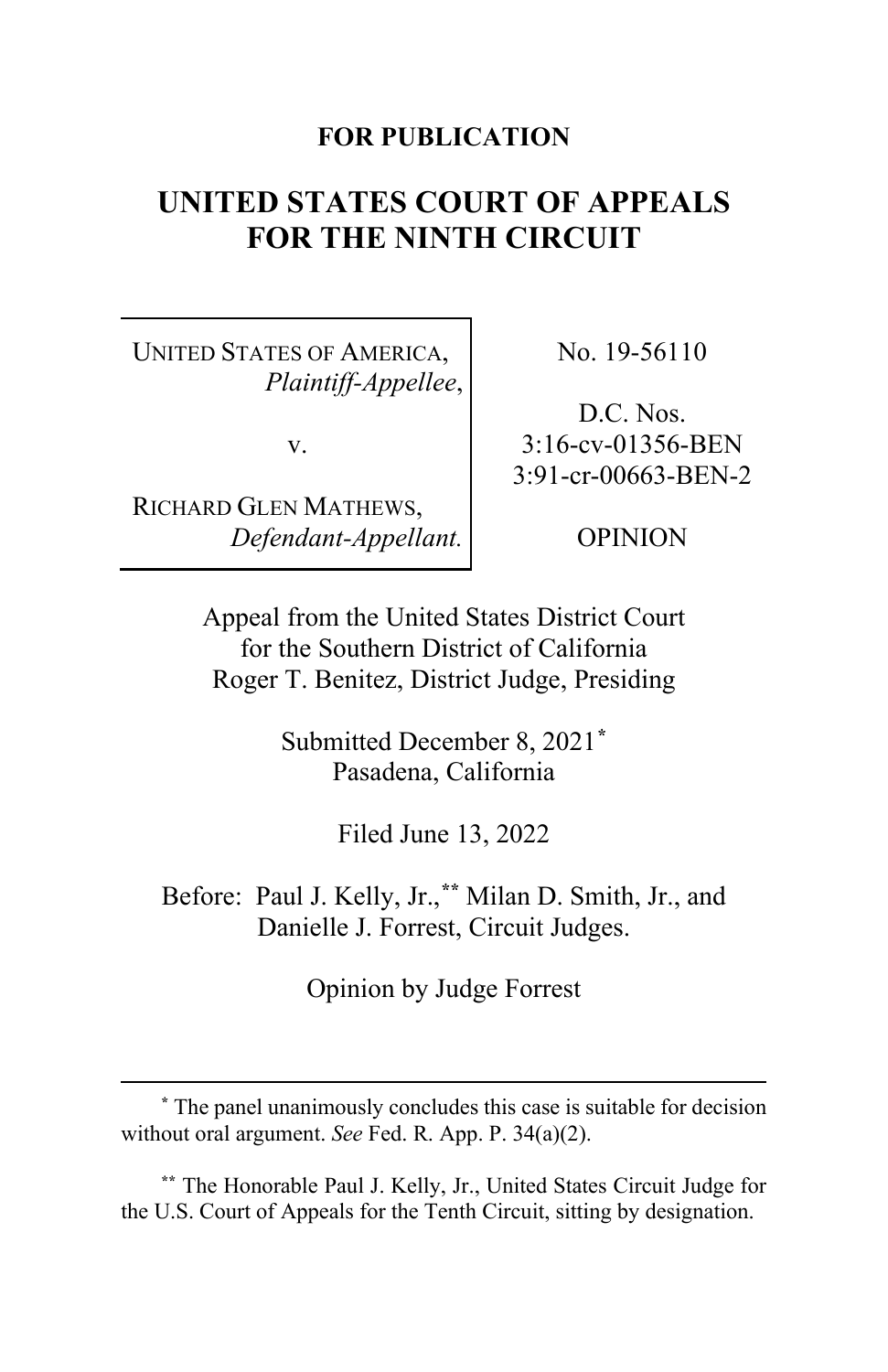**FOR PUBLICATION**

# UNITED STATES COURT OF APPEALS FOR THE NINTH CIRCUIT

| | |
|---|---|
| UNITED STATES OF AMERICA, *Plaintiff-Appellee*, v. RICHARD GLEN MATHEWS, *Defendant-Appellant.* | No. 19-56110 D.C. Nos. 3:16-cv-01356-BEN 3:91-cr-00663-BEN-2 OPINION |

Appeal from the United States District Court for the Southern District of California
Roger T. Benitez, District Judge, Presiding

Submitted December 8, 2021[*]
Pasadena, California

Filed June 13, 2022

Before: Paul J. Kelly, Jr.,[**] Milan D. Smith, Jr., and Danielle J. Forrest, Circuit Judges.

Opinion by Judge Forrest

---

[*] The panel unanimously concludes this case is suitable for decision without oral argument. *See* Fed. R. App. P. 34(a)(2).

[**] The Honorable Paul J. Kelly, Jr., United States Circuit Judge for the U.S. Court of Appeals for the Tenth Circuit, sitting by designation.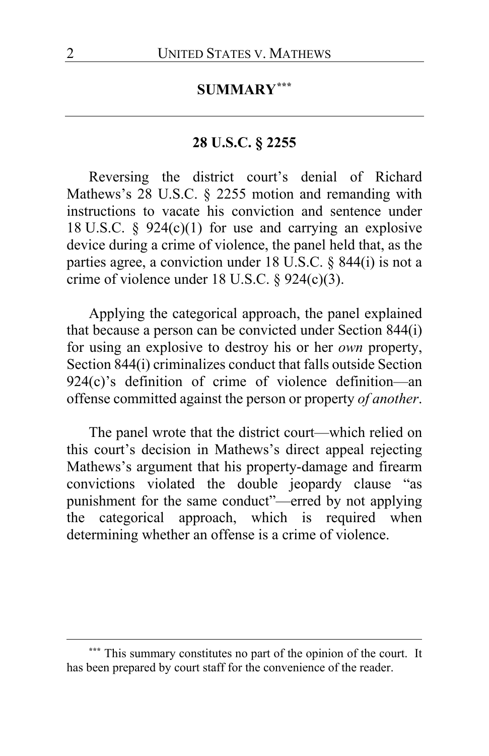## SUMMARY[***]

### 28 U.S.C. § 2255

Reversing the district court's denial of Richard Mathews's 28 U.S.C. § 2255 motion and remanding with instructions to vacate his conviction and sentence under 18 U.S.C. § 924(c)(1) for use and carrying an explosive device during a crime of violence, the panel held that, as the parties agree, a conviction under 18 U.S.C. § 844(i) is not a crime of violence under 18 U.S.C. § 924(c)(3).

Applying the categorical approach, the panel explained that because a person can be convicted under Section 844(i) for using an explosive to destroy his or her *own* property, Section 844(i) criminalizes conduct that falls outside Section 924(c)'s definition of crime of violence definition—an offense committed against the person or property *of another*.

The panel wrote that the district court—which relied on this court's decision in Mathews's direct appeal rejecting Mathews's argument that his property-damage and firearm convictions violated the double jeopardy clause "as punishment for the same conduct"—erred by not applying the categorical approach, which is required when determining whether an offense is a crime of violence.

---

[***] This summary constitutes no part of the opinion of the court. It has been prepared by court staff for the convenience of the reader.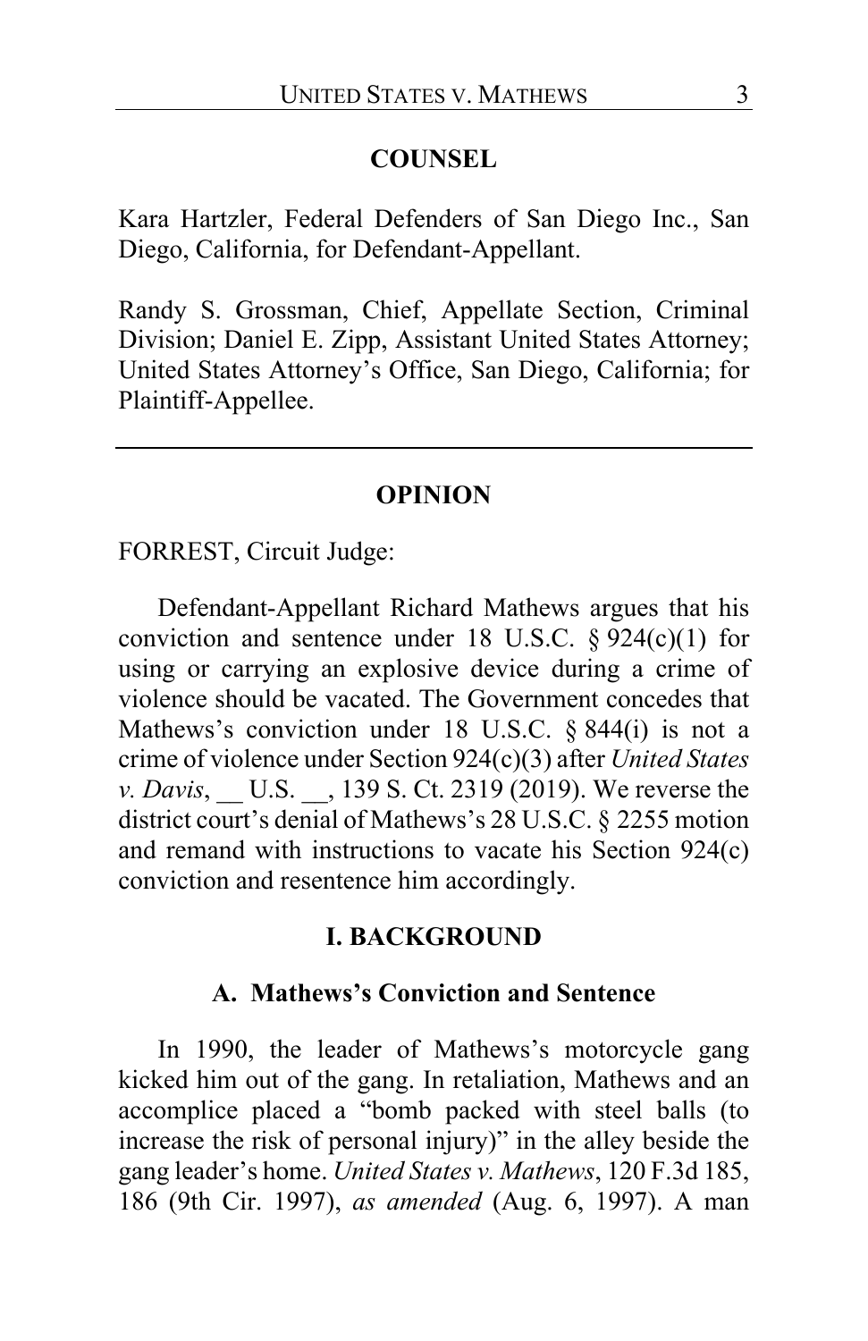## COUNSEL

Kara Hartzler, Federal Defenders of San Diego Inc., San Diego, California, for Defendant-Appellant.

Randy S. Grossman, Chief, Appellate Section, Criminal Division; Daniel E. Zipp, Assistant United States Attorney; United States Attorney's Office, San Diego, California; for Plaintiff-Appellee.

---

## OPINION

FORREST, Circuit Judge:

Defendant-Appellant Richard Mathews argues that his conviction and sentence under 18 U.S.C. § 924(c)(1) for using or carrying an explosive device during a crime of violence should be vacated. The Government concedes that Mathews's conviction under 18 U.S.C. § 844(i) is not a crime of violence under Section 924(c)(3) after *United States v. Davis*, __ U.S. __, 139 S. Ct. 2319 (2019). We reverse the district court's denial of Mathews's 28 U.S.C. § 2255 motion and remand with instructions to vacate his Section 924(c) conviction and resentence him accordingly.

## I. BACKGROUND

### A. Mathews's Conviction and Sentence

In 1990, the leader of Mathews's motorcycle gang kicked him out of the gang. In retaliation, Mathews and an accomplice placed a "bomb packed with steel balls (to increase the risk of personal injury)" in the alley beside the gang leader's home. *United States v. Mathews*, 120 F.3d 185, 186 (9th Cir. 1997), *as amended* (Aug. 6, 1997). A man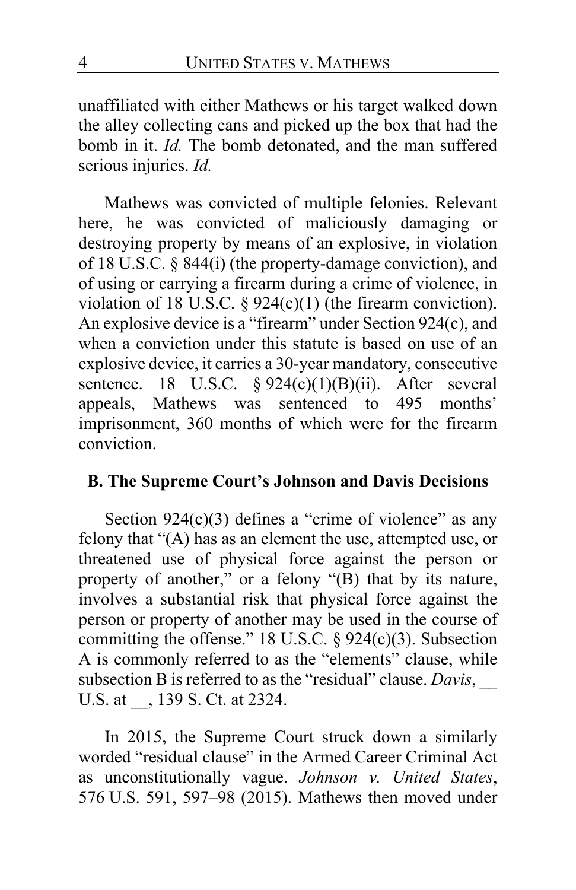unaffiliated with either Mathews or his target walked down the alley collecting cans and picked up the box that had the bomb in it. *Id.* The bomb detonated, and the man suffered serious injuries. *Id.*

Mathews was convicted of multiple felonies. Relevant here, he was convicted of maliciously damaging or destroying property by means of an explosive, in violation of 18 U.S.C. § 844(i) (the property-damage conviction), and of using or carrying a firearm during a crime of violence, in violation of 18 U.S.C. § 924(c)(1) (the firearm conviction). An explosive device is a "firearm" under Section 924(c), and when a conviction under this statute is based on use of an explosive device, it carries a 30-year mandatory, consecutive sentence. 18 U.S.C. § 924(c)(1)(B)(ii). After several appeals, Mathews was sentenced to 495 months' imprisonment, 360 months of which were for the firearm conviction.

## B. The Supreme Court's Johnson and Davis Decisions

Section 924(c)(3) defines a "crime of violence" as any felony that "(A) has as an element the use, attempted use, or threatened use of physical force against the person or property of another," or a felony "(B) that by its nature, involves a substantial risk that physical force against the person or property of another may be used in the course of committing the offense." 18 U.S.C. § 924(c)(3). Subsection A is commonly referred to as the "elements" clause, while subsection B is referred to as the "residual" clause. *Davis*, __ U.S. at __, 139 S. Ct. at 2324.

In 2015, the Supreme Court struck down a similarly worded "residual clause" in the Armed Career Criminal Act as unconstitutionally vague. *Johnson v. United States*, 576 U.S. 591, 597–98 (2015). Mathews then moved under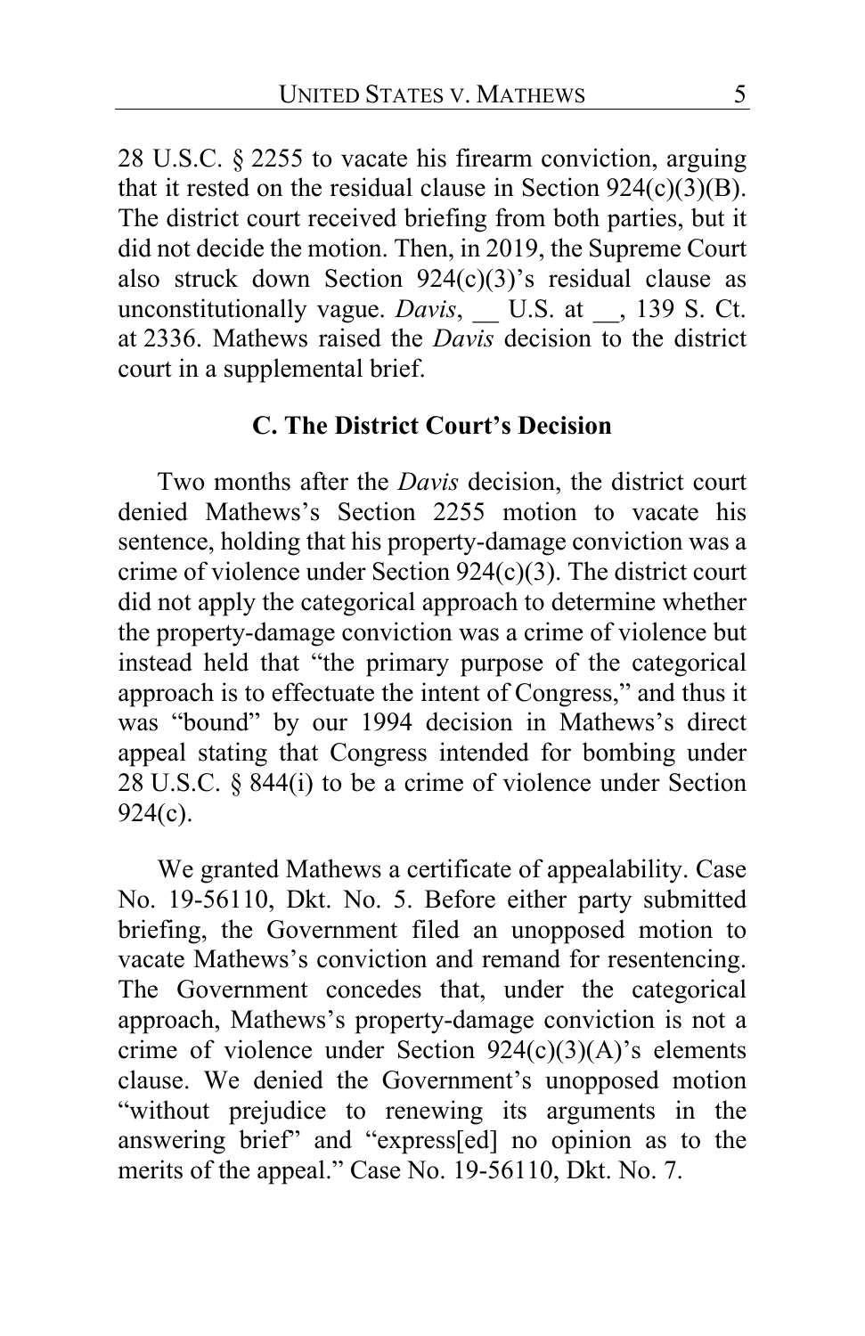28 U.S.C. § 2255 to vacate his firearm conviction, arguing that it rested on the residual clause in Section 924(c)(3)(B). The district court received briefing from both parties, but it did not decide the motion. Then, in 2019, the Supreme Court also struck down Section 924(c)(3)'s residual clause as unconstitutionally vague. *Davis*, __ U.S. at __, 139 S. Ct. at 2336. Mathews raised the *Davis* decision to the district court in a supplemental brief.

### C. The District Court's Decision

Two months after the *Davis* decision, the district court denied Mathews's Section 2255 motion to vacate his sentence, holding that his property-damage conviction was a crime of violence under Section 924(c)(3). The district court did not apply the categorical approach to determine whether the property-damage conviction was a crime of violence but instead held that "the primary purpose of the categorical approach is to effectuate the intent of Congress," and thus it was "bound" by our 1994 decision in Mathews's direct appeal stating that Congress intended for bombing under 28 U.S.C. § 844(i) to be a crime of violence under Section 924(c).

We granted Mathews a certificate of appealability. Case No. 19-56110, Dkt. No. 5. Before either party submitted briefing, the Government filed an unopposed motion to vacate Mathews's conviction and remand for resentencing. The Government concedes that, under the categorical approach, Mathews's property-damage conviction is not a crime of violence under Section 924(c)(3)(A)'s elements clause. We denied the Government's unopposed motion "without prejudice to renewing its arguments in the answering brief" and "express[ed] no opinion as to the merits of the appeal." Case No. 19-56110, Dkt. No. 7.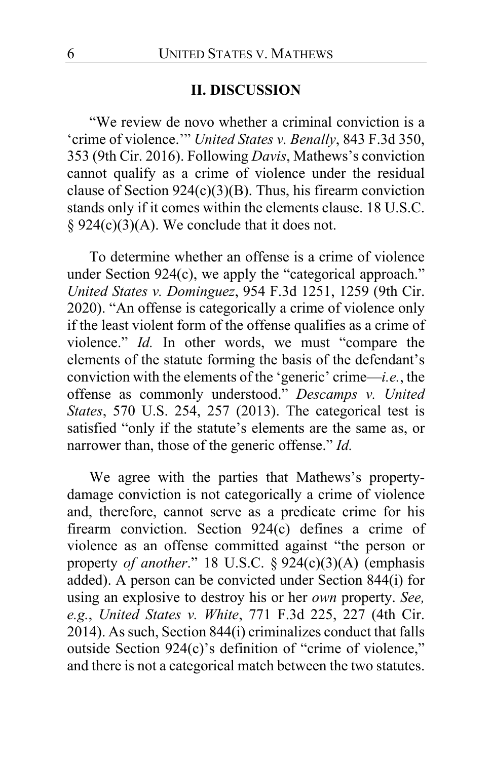## II. DISCUSSION

"We review de novo whether a criminal conviction is a 'crime of violence.'" *United States v. Benally*, 843 F.3d 350, 353 (9th Cir. 2016). Following *Davis*, Mathews's conviction cannot qualify as a crime of violence under the residual clause of Section 924(c)(3)(B). Thus, his firearm conviction stands only if it comes within the elements clause. 18 U.S.C. § 924(c)(3)(A). We conclude that it does not.

To determine whether an offense is a crime of violence under Section 924(c), we apply the "categorical approach." *United States v. Dominguez*, 954 F.3d 1251, 1259 (9th Cir. 2020). "An offense is categorically a crime of violence only if the least violent form of the offense qualifies as a crime of violence." *Id.* In other words, we must "compare the elements of the statute forming the basis of the defendant's conviction with the elements of the 'generic' crime—*i.e.*, the offense as commonly understood." *Descamps v. United States*, 570 U.S. 254, 257 (2013). The categorical test is satisfied "only if the statute's elements are the same as, or narrower than, those of the generic offense." *Id.*

We agree with the parties that Mathews's property-damage conviction is not categorically a crime of violence and, therefore, cannot serve as a predicate crime for his firearm conviction. Section 924(c) defines a crime of violence as an offense committed against "the person or property *of another*." 18 U.S.C. § 924(c)(3)(A) (emphasis added). A person can be convicted under Section 844(i) for using an explosive to destroy his or her *own* property. *See, e.g.*, *United States v. White*, 771 F.3d 225, 227 (4th Cir. 2014). As such, Section 844(i) criminalizes conduct that falls outside Section 924(c)'s definition of "crime of violence," and there is not a categorical match between the two statutes.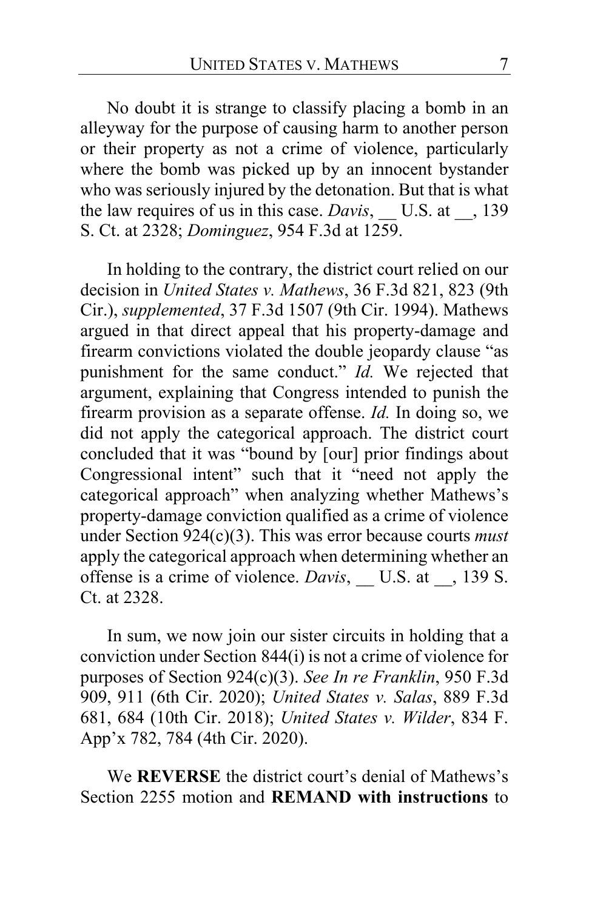No doubt it is strange to classify placing a bomb in an alleyway for the purpose of causing harm to another person or their property as not a crime of violence, particularly where the bomb was picked up by an innocent bystander who was seriously injured by the detonation. But that is what the law requires of us in this case. *Davis*, __ U.S. at __, 139 S. Ct. at 2328; *Dominguez*, 954 F.3d at 1259.

In holding to the contrary, the district court relied on our decision in *United States v. Mathews*, 36 F.3d 821, 823 (9th Cir.), *supplemented*, 37 F.3d 1507 (9th Cir. 1994). Mathews argued in that direct appeal that his property-damage and firearm convictions violated the double jeopardy clause "as punishment for the same conduct." *Id.* We rejected that argument, explaining that Congress intended to punish the firearm provision as a separate offense. *Id.* In doing so, we did not apply the categorical approach. The district court concluded that it was "bound by [our] prior findings about Congressional intent" such that it "need not apply the categorical approach" when analyzing whether Mathews's property-damage conviction qualified as a crime of violence under Section 924(c)(3). This was error because courts *must* apply the categorical approach when determining whether an offense is a crime of violence. *Davis*, __ U.S. at __, 139 S. Ct. at 2328.

In sum, we now join our sister circuits in holding that a conviction under Section 844(i) is not a crime of violence for purposes of Section 924(c)(3). *See In re Franklin*, 950 F.3d 909, 911 (6th Cir. 2020); *United States v. Salas*, 889 F.3d 681, 684 (10th Cir. 2018); *United States v. Wilder*, 834 F. App'x 782, 784 (4th Cir. 2020).

We **REVERSE** the district court's denial of Mathews's Section 2255 motion and **REMAND with instructions** to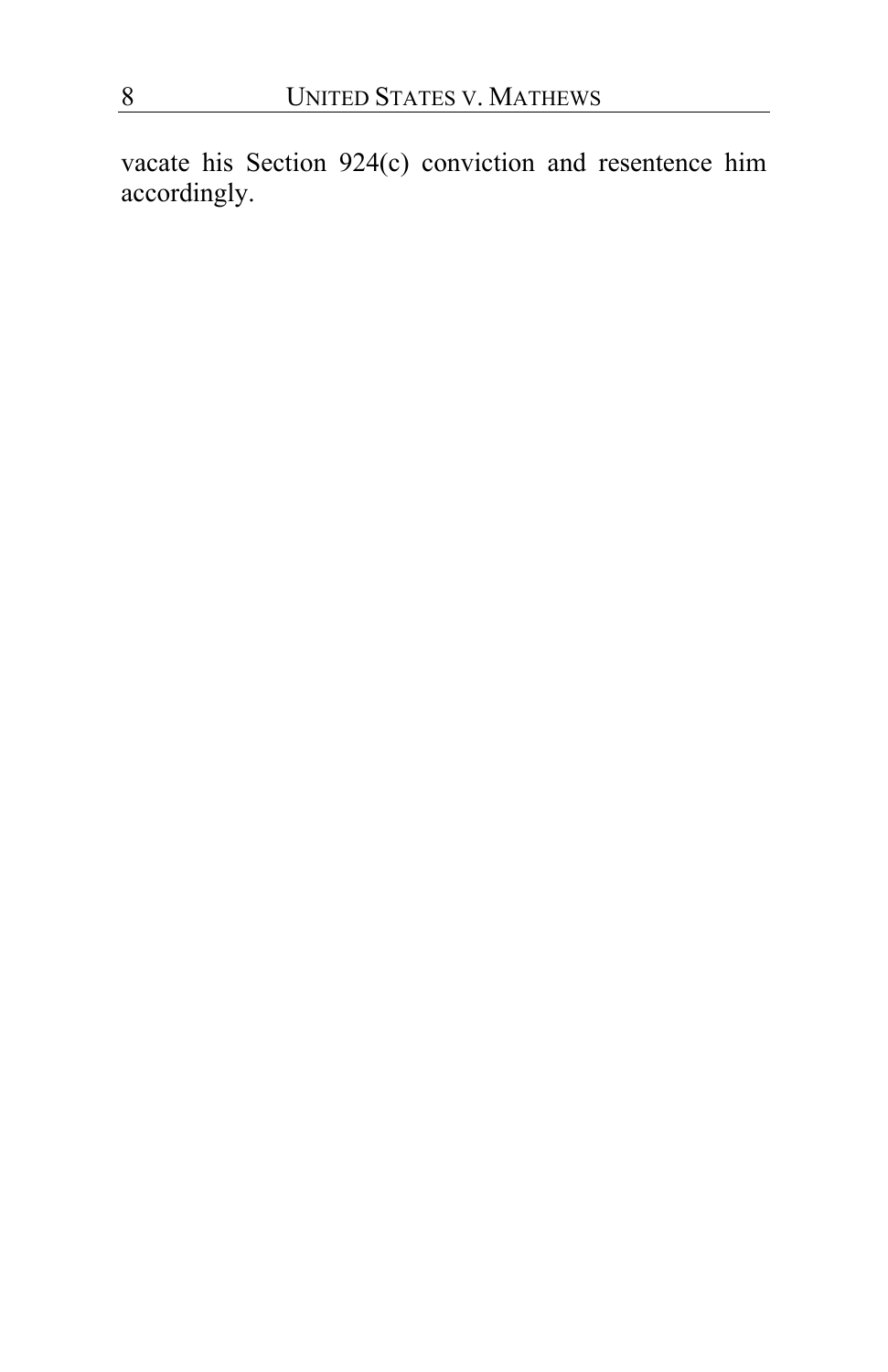vacate his Section 924(c) conviction and resentence him accordingly.